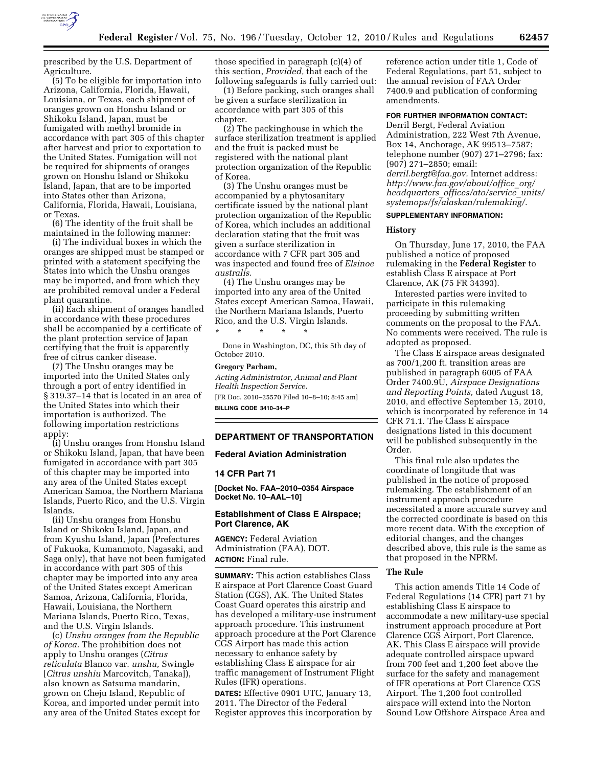prescribed by the U.S. Department of Agriculture.

(5) To be eligible for importation into Arizona, California, Florida, Hawaii, Louisiana, or Texas, each shipment of oranges grown on Honshu Island or Shikoku Island, Japan, must be fumigated with methyl bromide in accordance with part 305 of this chapter after harvest and prior to exportation to the United States. Fumigation will not be required for shipments of oranges grown on Honshu Island or Shikoku Island, Japan, that are to be imported into States other than Arizona, California, Florida, Hawaii, Louisiana, or Texas.

(6) The identity of the fruit shall be maintained in the following manner:

(i) The individual boxes in which the oranges are shipped must be stamped or printed with a statement specifying the States into which the Unshu oranges may be imported, and from which they are prohibited removal under a Federal plant quarantine.

(ii) Each shipment of oranges handled in accordance with these procedures shall be accompanied by a certificate of the plant protection service of Japan certifying that the fruit is apparently free of citrus canker disease.

(7) The Unshu oranges may be imported into the United States only through a port of entry identified in § 319.37–14 that is located in an area of the United States into which their importation is authorized. The following importation restrictions apply:

(i) Unshu oranges from Honshu Island or Shikoku Island, Japan, that have been fumigated in accordance with part 305 of this chapter may be imported into any area of the United States except American Samoa, the Northern Mariana Islands, Puerto Rico, and the U.S. Virgin Islands.

(ii) Unshu oranges from Honshu Island or Shikoku Island, Japan, and from Kyushu Island, Japan (Prefectures of Fukuoka, Kumanmoto, Nagasaki, and Saga only), that have not been fumigated in accordance with part 305 of this chapter may be imported into any area of the United States except American Samoa, Arizona, California, Florida, Hawaii, Louisiana, the Northern Mariana Islands, Puerto Rico, Texas, and the U.S. Virgin Islands.

(c) *Unshu oranges from the Republic of Korea.* The prohibition does not apply to Unshu oranges (*Citrus reticulata* Blanco var. *unshu,* Swingle [*Citrus unshiu* Marcovitch, Tanaka]), also known as Satsuma mandarin, grown on Cheju Island, Republic of Korea, and imported under permit into any area of the United States except for those specified in paragraph (c)(4) of this section, *Provided,* that each of the following safeguards is fully carried out:

(1) Before packing, such oranges shall be given a surface sterilization in accordance with part 305 of this chapter.

(2) The packinghouse in which the surface sterilization treatment is applied and the fruit is packed must be registered with the national plant protection organization of the Republic of Korea.

(3) The Unshu oranges must be accompanied by a phytosanitary certificate issued by the national plant protection organization of the Republic of Korea, which includes an additional declaration stating that the fruit was given a surface sterilization in accordance with 7 CFR part 305 and was inspected and found free of *Elsinoe australis.*

(4) The Unshu oranges may be imported into any area of the United States except American Samoa, Hawaii, the Northern Mariana Islands, Puerto Rico, and the U.S. Virgin Islands.

\* \* \* \* \*

Done in Washington, DC, this 5th day of October 2010.

**Gregory Parham,**

*Acting Administrator, Animal and Plant Health Inspection Service.*

[FR Doc. 2010–25570 Filed 10–8–10; 8:45 am]

**BILLING CODE 3410–34–P**

## DEPARTMENT OF TRANSPORTATION

### Federal Aviation Administration

### 14 CFR Part 71

**[Docket No. FAA–2010–0354 Airspace Docket No. 10–AAL–10]**

### Establishment of Class E Airspace; Port Clarence, AK

**AGENCY:** Federal Aviation Administration (FAA), DOT.

**ACTION:** Final rule.

**SUMMARY:** This action establishes Class E airspace at Port Clarence Coast Guard Station (CGS), AK. The United States Coast Guard operates this airstrip and has developed a military-use instrument approach procedure. This instrument approach procedure at the Port Clarence CGS Airport has made this action necessary to enhance safety by establishing Class E airspace for air traffic management of Instrument Flight Rules (IFR) operations.

**DATES:** Effective 0901 UTC, January 13, 2011. The Director of the Federal Register approves this incorporation by reference action under title 1, Code of Federal Regulations, part 51, subject to the annual revision of FAA Order 7400.9 and publication of conforming amendments.

**FOR FURTHER INFORMATION CONTACT:** Derril Bergt, Federal Aviation Administration, 222 West 7th Avenue, Box 14, Anchorage, AK 99513–7587; telephone number (907) 271–2796; fax: (907) 271–2850; email: *derril.bergt@faa.gov.* Internet address: *http://www.faa.gov/about/office_org/headquarters_offices/ato/service_units/systemops/fs/alaskan/rulemaking/.*

**SUPPLEMENTARY INFORMATION:**

#### History

On Thursday, June 17, 2010, the FAA published a notice of proposed rulemaking in the **Federal Register** to establish Class E airspace at Port Clarence, AK (75 FR 34393).

Interested parties were invited to participate in this rulemaking proceeding by submitting written comments on the proposal to the FAA. No comments were received. The rule is adopted as proposed.

The Class E airspace areas designated as 700/1,200 ft. transition areas are published in paragraph 6005 of FAA Order 7400.9U, *Airspace Designations and Reporting Points,* dated August 18, 2010, and effective September 15, 2010, which is incorporated by reference in 14 CFR 71.1. The Class E airspace designations listed in this document will be published subsequently in the Order.

This final rule also updates the coordinate of longitude that was published in the notice of proposed rulemaking. The establishment of an instrument approach procedure necessitated a more accurate survey and the corrected coordinate is based on this more recent data. With the exception of editorial changes, and the changes described above, this rule is the same as that proposed in the NPRM.

#### The Rule

This action amends Title 14 Code of Federal Regulations (14 CFR) part 71 by establishing Class E airspace to accommodate a new military-use special instrument approach procedure at Port Clarence CGS Airport, Port Clarence, AK. This Class E airspace will provide adequate controlled airspace upward from 700 feet and 1,200 feet above the surface for the safety and management of IFR operations at Port Clarence CGS Airport. The 1,200 foot controlled airspace will extend into the Norton Sound Low Offshore Airspace Area and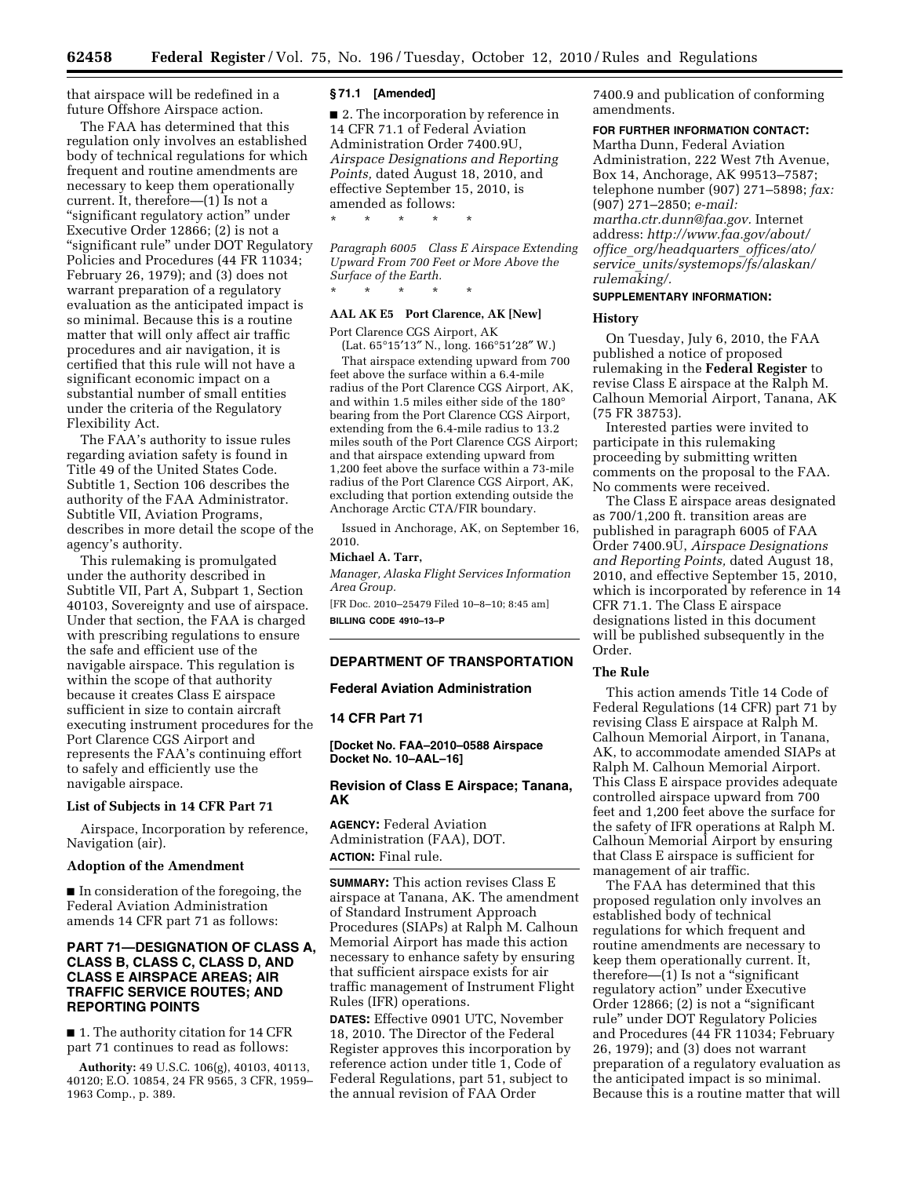that airspace will be redefined in a future Offshore Airspace action.

The FAA has determined that this regulation only involves an established body of technical regulations for which frequent and routine amendments are necessary to keep them operationally current. It, therefore—(1) Is not a "significant regulatory action" under Executive Order 12866; (2) is not a "significant rule" under DOT Regulatory Policies and Procedures (44 FR 11034; February 26, 1979); and (3) does not warrant preparation of a regulatory evaluation as the anticipated impact is so minimal. Because this is a routine matter that will only affect air traffic procedures and air navigation, it is certified that this rule will not have a significant economic impact on a substantial number of small entities under the criteria of the Regulatory Flexibility Act.

The FAA's authority to issue rules regarding aviation safety is found in Title 49 of the United States Code. Subtitle 1, Section 106 describes the authority of the FAA Administrator. Subtitle VII, Aviation Programs, describes in more detail the scope of the agency's authority.

This rulemaking is promulgated under the authority described in Subtitle VII, Part A, Subpart 1, Section 40103, Sovereignty and use of airspace. Under that section, the FAA is charged with prescribing regulations to ensure the safe and efficient use of the navigable airspace. This regulation is within the scope of that authority because it creates Class E airspace sufficient in size to contain aircraft executing instrument procedures for the Port Clarence CGS Airport and represents the FAA's continuing effort to safely and efficiently use the navigable airspace.

### List of Subjects in 14 CFR Part 71

Airspace, Incorporation by reference, Navigation (air).

### Adoption of the Amendment

■ In consideration of the foregoing, the Federal Aviation Administration amends 14 CFR part 71 as follows:

## PART 71—DESIGNATION OF CLASS A, CLASS B, CLASS C, CLASS D, AND CLASS E AIRSPACE AREAS; AIR TRAFFIC SERVICE ROUTES; AND REPORTING POINTS

■ 1. The authority citation for 14 CFR part 71 continues to read as follows:

**Authority:** 49 U.S.C. 106(g), 40103, 40113, 40120; E.O. 10854, 24 FR 9565, 3 CFR, 1959–1963 Comp., p. 389.

### § 71.1 [Amended]

■ 2. The incorporation by reference in 14 CFR 71.1 of Federal Aviation Administration Order 7400.9U, *Airspace Designations and Reporting Points,* dated August 18, 2010, and effective September 15, 2010, is amended as follows:

\* \* \* \* \*

*Paragraph 6005 Class E Airspace Extending Upward From 700 Feet or More Above the Surface of the Earth.*

\* \* \* \* \*

**AAL AK E5 Port Clarence, AK [New]**

Port Clarence CGS Airport, AK
(Lat. 65°15′13″ N., long. 166°51′28″ W.)

That airspace extending upward from 700 feet above the surface within a 6.4-mile radius of the Port Clarence CGS Airport, AK, and within 1.5 miles either side of the 180° bearing from the Port Clarence CGS Airport, extending from the 6.4-mile radius to 13.2 miles south of the Port Clarence CGS Airport; and that airspace extending upward from 1,200 feet above the surface within a 73-mile radius of the Port Clarence CGS Airport, AK, excluding that portion extending outside the Anchorage Arctic CTA/FIR boundary.

Issued in Anchorage, AK, on September 16, 2010.

**Michael A. Tarr,**

*Manager, Alaska Flight Services Information Area Group.*

[FR Doc. 2010–25479 Filed 10–8–10; 8:45 am]

**BILLING CODE 4910–13–P**

## DEPARTMENT OF TRANSPORTATION

### Federal Aviation Administration

### 14 CFR Part 71

**[Docket No. FAA–2010–0588 Airspace Docket No. 10–AAL–16]**

## Revision of Class E Airspace; Tanana, AK

**AGENCY:** Federal Aviation Administration (FAA), DOT.

**ACTION:** Final rule.

**SUMMARY:** This action revises Class E airspace at Tanana, AK. The amendment of Standard Instrument Approach Procedures (SIAPs) at Ralph M. Calhoun Memorial Airport has made this action necessary to enhance safety by ensuring that sufficient airspace exists for air traffic management of Instrument Flight Rules (IFR) operations.

**DATES:** Effective 0901 UTC, November 18, 2010. The Director of the Federal Register approves this incorporation by reference action under title 1, Code of Federal Regulations, part 51, subject to the annual revision of FAA Order 7400.9 and publication of conforming amendments.

**FOR FURTHER INFORMATION CONTACT:** Martha Dunn, Federal Aviation Administration, 222 West 7th Avenue, Box 14, Anchorage, AK 99513–7587; telephone number (907) 271–5898; *fax:* (907) 271–2850; *e-mail: martha.ctr.dunn@faa.gov.* Internet address: *http://www.faa.gov/about/office_org/headquarters_offices/ato/service_units/systemops/fs/alaskan/rulemaking/.*

**SUPPLEMENTARY INFORMATION:**

### History

On Tuesday, July 6, 2010, the FAA published a notice of proposed rulemaking in the **Federal Register** to revise Class E airspace at the Ralph M. Calhoun Memorial Airport, Tanana, AK (75 FR 38753).

Interested parties were invited to participate in this rulemaking proceeding by submitting written comments on the proposal to the FAA. No comments were received.

The Class E airspace areas designated as 700/1,200 ft. transition areas are published in paragraph 6005 of FAA Order 7400.9U, *Airspace Designations and Reporting Points,* dated August 18, 2010, and effective September 15, 2010, which is incorporated by reference in 14 CFR 71.1. The Class E airspace designations listed in this document will be published subsequently in the Order.

### The Rule

This action amends Title 14 Code of Federal Regulations (14 CFR) part 71 by revising Class E airspace at Ralph M. Calhoun Memorial Airport, in Tanana, AK, to accommodate amended SIAPs at Ralph M. Calhoun Memorial Airport. This Class E airspace provides adequate controlled airspace upward from 700 feet and 1,200 feet above the surface for the safety of IFR operations at Ralph M. Calhoun Memorial Airport by ensuring that Class E airspace is sufficient for management of air traffic.

The FAA has determined that this proposed regulation only involves an established body of technical regulations for which frequent and routine amendments are necessary to keep them operationally current. It, therefore—(1) Is not a "significant regulatory action" under Executive Order 12866; (2) is not a "significant rule" under DOT Regulatory Policies and Procedures (44 FR 11034; February 26, 1979); and (3) does not warrant preparation of a regulatory evaluation as the anticipated impact is so minimal. Because this is a routine matter that will